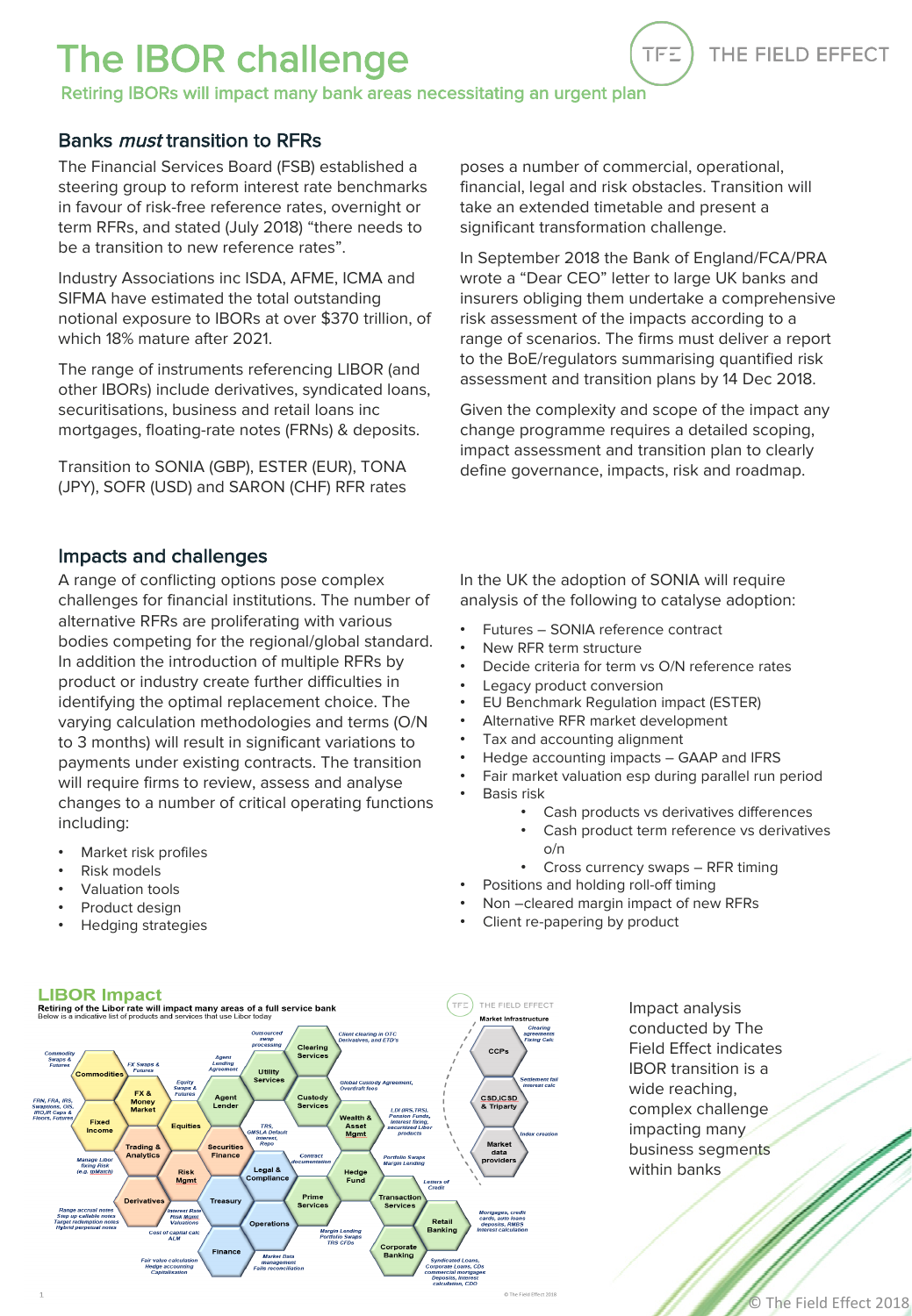# The IBOR challenge

THE FIELD EFFECT

Retiring IBORs will impact many bank areas necessitating an urgent plan

## Banks *must* transition to RFRs

The Financial Services Board (FSB) established a steering group to reform interest rate benchmarks in favour of risk-free reference rates, overnight or term RFRs, and stated (July 2018) "there needs to be a transition to new reference rates".

Industry Associations inc ISDA, AFME, ICMA and SIFMA have estimated the total outstanding notional exposure to IBORs at over $370 trillion, of which 18% mature after 2021.

The range of instruments referencing LIBOR (and other IBORs) include derivatives, syndicated loans, securitisations, business and retail loans inc mortgages, floating-rate notes (FRNs) & deposits.

Transition to SONIA (GBP), ESTER (EUR), TONA (JPY), SOFR (USD) and SARON (CHF) RFR rates poses a number of commercial, operational, financial, legal and risk obstacles. Transition will take an extended timetable and present a significant transformation challenge.

In September 2018 the Bank of England/FCA/PRA wrote a "Dear CEO" letter to large UK banks and insurers obliging them undertake a comprehensive risk assessment of the impacts according to a range of scenarios. The firms must deliver a report to the BoE/regulators summarising quantified risk assessment and transition plans by 14 Dec 2018.

Given the complexity and scope of the impact any change programme requires a detailed scoping, impact assessment and transition plan to clearly define governance, impacts, risk and roadmap.

## Impacts and challenges

A range of conflicting options pose complex challenges for financial institutions. The number of alternative RFRs are proliferating with various bodies competing for the regional/global standard. In addition the introduction of multiple RFRs by product or industry create further difficulties in identifying the optimal replacement choice. The varying calculation methodologies and terms (O/N to 3 months) will result in significant variations to payments under existing contracts. The transition will require firms to review, assess and analyse changes to a number of critical operating functions including:

- Market risk profiles
- Risk models
- Valuation tools
- Product design
- Hedging strategies

In the UK the adoption of SONIA will require analysis of the following to catalyse adoption:

- Futures – SONIA reference contract
- New RFR term structure
- Decide criteria for term vs O/N reference rates
- Legacy product conversion
- EU Benchmark Regulation impact (ESTER)
- Alternative RFR market development
- Tax and accounting alignment
- Hedge accounting impacts – GAAP and IFRS
- Fair market valuation esp during parallel run period
- Basis risk
    - Cash products vs derivatives differences
    - Cash product term reference vs derivatives o/n
    - Cross currency swaps – RFR timing
- Positions and holding roll-off timing
- Non –cleared margin impact of new RFRs
- Client re-papering by product

LIBOR Impact

Retiring of the Libor rate will impact many areas of a full service bank

Below is a indicative list of products and services that use Libor today

Commodities, FX & Money Market, Fixed Income, Equities, Trading & Analytics, Risk Mgmt, Derivatives, Agent Lender, Securities Finance, Treasury, Finance, Operations, Utility Services, Clearing Services, Custody Services, Legal & Compliance, Prime Services, Wealth & Asset Mgmt, Hedge Fund, Transaction Services, Retail Banking, Corporate Banking

Market Infrastructure: CCPs, CSD,ICSD & Triparty, Market data providers

Impact analysis conducted by The Field Effect indicates IBOR transition is a wide reaching, complex challenge impacting many business segments within banks

© The Field Effect 2018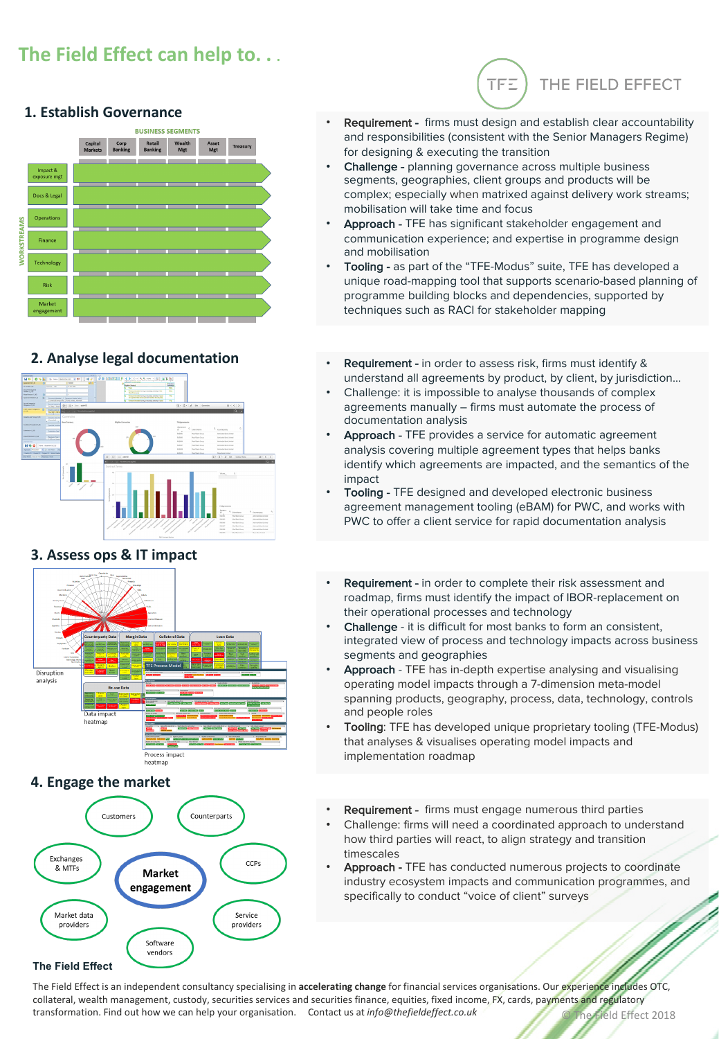# The Field Effect can help to. . .

TFE THE FIELD EFFECT

## 1. Establish Governance

BUSINESS SEGMENTS

Capital Markets
Corp Banking
Retail Banking
Wealth Mgt
Asset Mgt
Treasury

WORKSTREAMS

Impact & exposure mgt
Docs & Legal
Operations
Finance
Technology
Risk
Market engagement

- **Requirement -** firms must design and establish clear accountability and responsibilities (consistent with the Senior Managers Regime) for designing & executing the transition
- **Challenge -** planning governance across multiple business segments, geographies, client groups and products will be complex; especially when matrixed against delivery work streams; mobilisation will take time and focus
- **Approach -** TFE has significant stakeholder engagement and communication experience; and expertise in programme design and mobilisation
- **Tooling -** as part of the "TFE-Modus" suite, TFE has developed a unique road-mapping tool that supports scenario-based planning of programme building blocks and dependencies, supported by techniques such as RACI for stakeholder mapping

## 2. Analyse legal documentation

- **Requirement -** in order to assess risk, firms must identify & understand all agreements by product, by client, by jurisdiction…
- Challenge: it is impossible to analyse thousands of complex agreements manually – firms must automate the process of documentation analysis
- **Approach -** TFE provides a service for automatic agreement analysis covering multiple agreement types that helps banks identify which agreements are impacted, and the semantics of the impact
- **Tooling -** TFE designed and developed electronic business agreement management tooling (eBAM) for PWC, and works with PWC to offer a client service for rapid documentation analysis

## 3. Assess ops & IT impact

Disruption analysis

Data impact heatmap

Process impact heatmap

- **Requirement -** in order to complete their risk assessment and roadmap, firms must identify the impact of IBOR-replacement on their operational processes and technology
- **Challenge -** it is difficult for most banks to form an consistent, integrated view of process and technology impacts across business segments and geographies
- **Approach -** TFE has in-depth expertise analysing and visualising operating model impacts through a 7-dimension meta-model spanning products, geography, process, data, technology, controls and people roles
- **Tooling**: TFE has developed unique proprietary tooling (TFE-Modus) that analyses & visualises operating model impacts and implementation roadmap

## 4. Engage the market

Market engagement

Customers
Counterparts
Exchanges & MTFs
CCPs
Market data providers
Service providers
Software vendors

- **Requirement -** firms must engage numerous third parties
- Challenge: firms will need a coordinated approach to understand how third parties will react, to align strategy and transition timescales
- **Approach -** TFE has conducted numerous projects to coordinate industry ecosystem impacts and communication programmes, and specifically to conduct "voice of client" surveys

**The Field Effect**

The Field Effect is an independent consultancy specialising in **accelerating change** for financial services organisations. Our experience includes OTC, collateral, wealth management, custody, securities services and securities finance, equities, fixed income, FX, cards, payments and regulatory transformation. Find out how we can help your organisation. Contact us at *info@thefieldeffect.co.uk*

© The Field Effect 2018